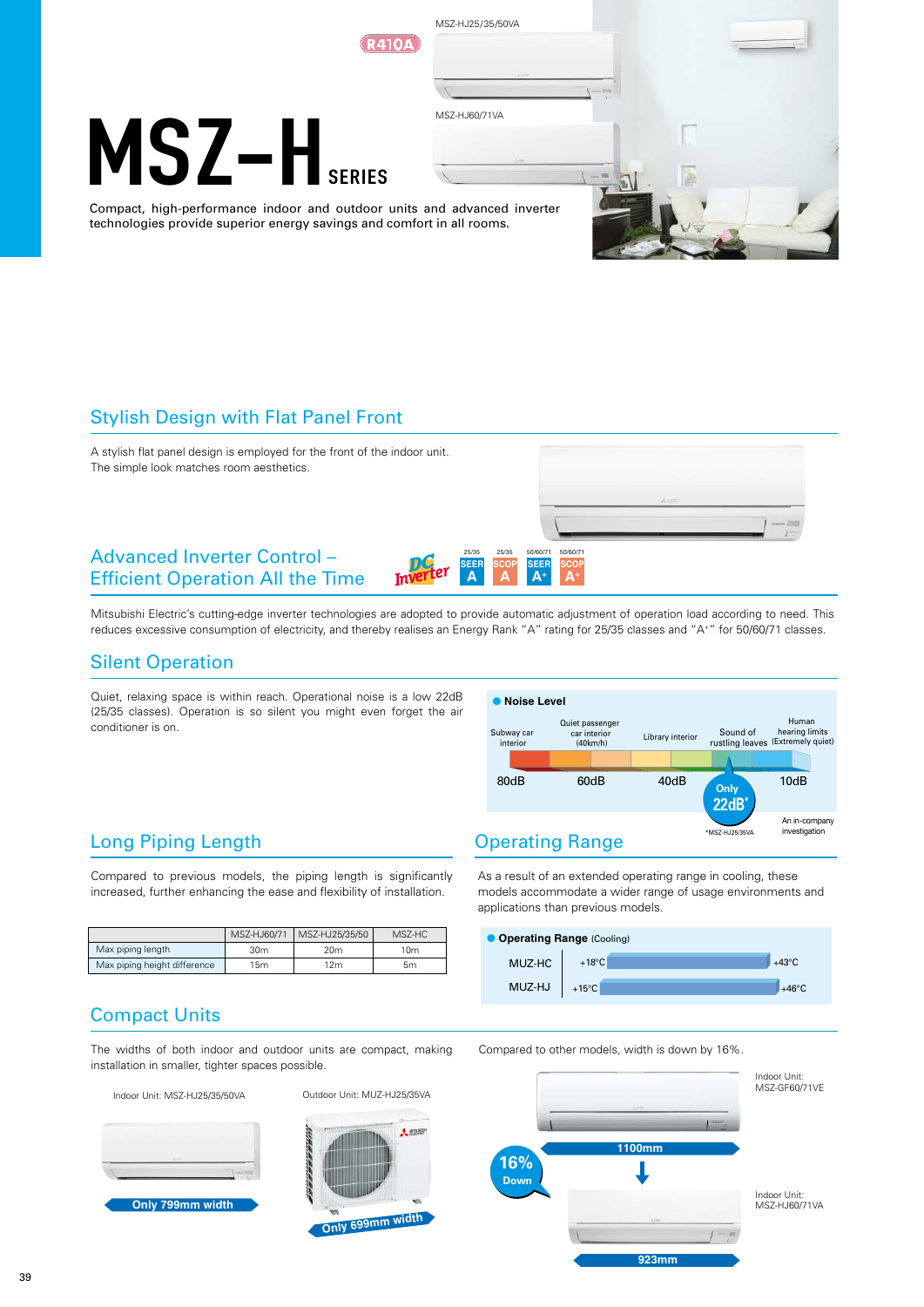MSZ-HJ25/35/50VA

R410A

MSZ-HJ60/71VA

# MSZ-H SERIES

Compact, high-performance indoor and outdoor units and advanced inverter technologies provide superior energy savings and comfort in all rooms.

## Stylish Design with Flat Panel Front

A stylish flat panel design is employed for the front of the indoor unit. The simple look matches room aesthetics.

## Advanced Inverter Control – Efficient Operation All the Time

DC Inverter | 25/35 SEER A | 25/35 SCOP A | 50/60/71 SEER A+ | 50/60/71 SCOP A+

Mitsubishi Electric's cutting-edge inverter technologies are adopted to provide automatic adjustment of operation load according to need. This reduces excessive consumption of electricity, and thereby realises an Energy Rank "A" rating for 25/35 classes and "A+" for 50/60/71 classes.

## Silent Operation

Quiet, relaxing space is within reach. Operational noise is a low 22dB (25/35 classes). Operation is so silent you might even forget the air conditioner is on.

**Noise Level**

Subway car interior — 80dB; Quiet passenger car interior (40km/h) — 60dB; Library interior — 40dB; Sound of rustling leaves; Human hearing limits (Extremely quiet) — 10dB

Only 22dB*

*MSZ-HJ25/35VA

An in-company investigation

## Long Piping Length

Compared to previous models, the piping length is significantly increased, further enhancing the ease and flexibility of installation.

| | MSZ-HJ60/71 | MSZ-HJ25/35/50 | MSZ-HC |
|---|---|---|---|
| Max piping length | 30m | 20m | 10m |
| Max piping height difference | 15m | 12m | 5m |

## Operating Range

As a result of an extended operating range in cooling, these models accommodate a wider range of usage environments and applications than previous models.

**Operating Range** (Cooling)

| | Min | Max |
|---|---|---|
| MUZ-HC | +18°C | +43°C |
| MUZ-HJ | +15°C | +46°C |

## Compact Units

The widths of both indoor and outdoor units are compact, making installation in smaller, tighter spaces possible.

Indoor Unit: MSZ-HJ25/35/50VA — Only 799mm width

Outdoor Unit: MUZ-HJ25/35VA — Only 699mm width

Compared to other models, width is down by 16%.

Indoor Unit: MSZ-GF60/71VE — 1100mm

16% Down

Indoor Unit: MSZ-HJ60/71VA — 923mm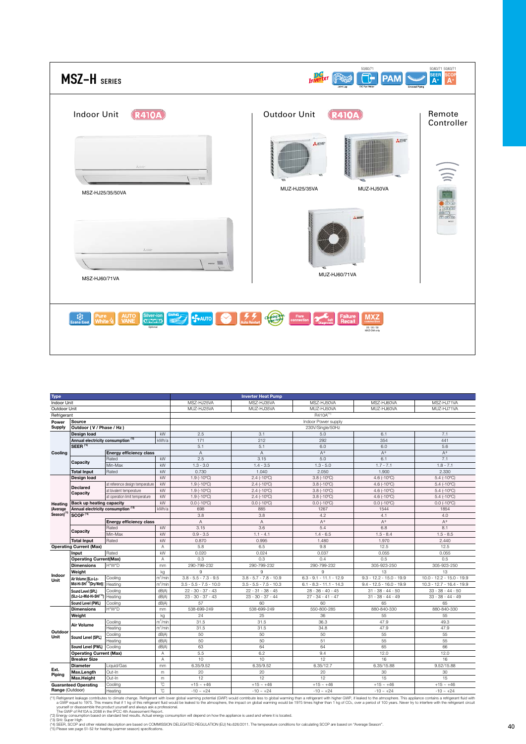# MSZ-H SERIES

50/60/71 SEER A+ | 50/60/71 SCOP A+

Indoor Unit R410A

MSZ-HJ25/35/50VA

MSZ-HJ60/71VA

Outdoor Unit R410A

MUZ-HJ25/35VA

MUZ-HJ50VA

MUZ-HJ60/71VA

Remote Controller

Optional

25 / 35 / 50 MXZ-DM only

| Type | | | | Inverter Heat Pump | | | | |
|---|---|---|---|---|---|---|---|---|
| Indoor Unit | | | | MSZ-HJ25VA | MSZ-HJ35VA | MSZ-HJ50VA | MSZ-HJ60VA | MSZ-HJ71VA |
| Outdoor Unit | | | | MUZ-HJ25VA | MUZ-HJ35VA | MUZ-HJ50VA | MUZ-HJ60VA | MUZ-HJ71VA |
| Refrigerant | | | | R410A(*1) | | | | |
| Power Supply | Source | | | Indoor Power supply | | | | |
| | Outdoor ( V / Phase / Hz ) | | | 230V/Single/50Hz | | | | |
| Cooling | Design load | | kW | 2.5 | 3.1 | 5.0 | 6.1 | 7.1 |
| | Annual electricity consumption (*2) | | kWh/a | 171 | 212 | 292 | 354 | 441 |
| | SEER (*4) | | | 5.1 | 5.1 | 6.0 | 6.0 | 5.6 |
| | | Energy efficiency class | | A | A | A+ | A+ | A+ |
| | Capacity | Rated | kW | 2.5 | 3.15 | 5.0 | 6.1 | 7.1 |
| | | Min-Max | kW | 1.3 - 3.0 | 1.4 - 3.5 | 1.3 - 5.0 | 1.7 - 7.1 | 1.8 - 7.1 |
| | Total Input | Rated | kW | 0.730 | 1.040 | 2.050 | 1.900 | 2.330 |
| Heating (Average Season)(*5) | Design load | | kW | 1.9 (-10°C) | 2.4 (-10°C) | 3.8 (-10°C) | 4.6 (-10°C) | 5.4 (-10°C) |
| | Declared Capacity | at reference design temperature | kW | 1.9 (-10°C) | 2.4 (-10°C) | 3.8 (-10°C) | 4.6 (-10°C) | 5.4 (-10°C) |
| | | at bivalent temperature | kW | 1.9 (-10°C) | 2.4 (-10°C) | 3.8 (-10°C) | 4.6 (-10°C) | 5.4 (-10°C) |
| | | at operation limit temperature | kW | 1.9 (-10°C) | 2.4 (-10°C) | 3.8 (-10°C) | 4.6 (-10°C) | 5.4 (-10°C) |
| | Back up heating capacity | | kW | 0.0 (-10°C) | 0.0 (-10°C) | 0.0 (-10°C) | 0.0 (-10°C) | 0.0 (-10°C) |
| | Annual electricity consumption (*2) | | kWh/a | 698 | 885 | 1267 | 1544 | 1854 |
| | SCOP (*4) | | | 3.8 | 3.8 | 4.2 | 4.1 | 4.0 |
| | | Energy efficiency class | | A | A | A+ | A+ | A+ |
| | Capacity | Rated | kW | 3.15 | 3.6 | 5.4 | 6.8 | 8.1 |
| | | Min-Max | kW | 0.9 - 3.5 | 1.1 - 4.1 | 1.4 - 6.5 | 1.5 - 8.4 | 1.5 - 8.5 |
| | Total Input | Rated | kW | 0.870 | 0.995 | 1.480 | 1.970 | 2.440 |
| Operating Current (Max) | | | A | 5.8 | 6.5 | 9.8 | 12.5 | 12.5 |
| Indoor Unit | Input | Rated | kW | 0.020 | 0.024 | 0.037 | 0.055 | 0.055 |
| | Operating Current(Max) | | A | 0.3 | 0.3 | 0.4 | 0.5 | 0.5 |
| | Dimensions | H*W*D | mm | 290-799-232 | 290-799-232 | 290-799-232 | 305-923-250 | 305-923-250 |
| | Weight | | kg | 9 | 9 | 9 | 13 | 13 |
| | Air Volume (SLo-Lo-Mid-Hi-SHi(*3) (Dry/Wet)) | Cooling | m³/min | 3.8 - 5.5 - 7.3 - 9.5 | 3.8 - 5.7 - 7.8 - 10.9 | 6.3 - 9.1 - 11.1 - 12.9 | 9.3 - 12.2 - 15.0 - 19.9 | 10.0 - 12.2 - 15.0 - 19.9 |
| | | Heating | m³/min | 3.5 - 5.5 - 7.5 - 10.0 | 3.5 - 5.5 - 7.5 - 10.3 | 6.1 - 8.3 - 11.1 - 14.3 | 9.4 - 12.5 - 16.0 - 19.9 | 10.3 - 12.7 - 16.4 - 19.9 |
| | Sound Level (SPL) (SLo-Lo-Mid-Hi-SHi(*3)) | Cooling | dB(A) | 22 - 30 - 37 - 43 | 22 - 31 - 38 - 45 | 28 - 36 - 40 - 45 | 31 - 38 - 44 - 50 | 33 - 38 - 44 - 50 |
| | | Heating | dB(A) | 23 - 30 - 37 - 43 | 23 - 30 - 37 - 44 | 27 - 34 - 41 - 47 | 31 - 38 - 44 - 49 | 33 - 38 - 44 - 49 |
| | Sound Level (PWL) | Cooling | dB(A) | 57 | 60 | 60 | 65 | 65 |
| Outdoor Unit | Dimensions | H*W*D | mm | 538-699-249 | 538-699-249 | 550-800-285 | 880-840-330 | 880-840-330 |
| | Weight | | kg | 24 | 25 | 36 | 55 | 55 |
| | Air Volume | Cooling | m³/min | 31.5 | 31.5 | 36.3 | 47.9 | 49.3 |
| | | Heating | m³/min | 31.5 | 31.5 | 34.8 | 47.9 | 47.9 |
| | Sound Level (SPL) | Cooling | dB(A) | 50 | 50 | 50 | 55 | 55 |
| | | Heating | dB(A) | 50 | 50 | 51 | 55 | 55 |
| | Sound Level (PWL) | Cooling | dB(A) | 63 | 64 | 64 | 65 | 66 |
| | Operating Current (Max) | | A | 5.5 | 6.2 | 9.4 | 12.0 | 12.0 |
| | Breaker Size | | A | 10 | 10 | 12 | 16 | 16 |
| Ext. Piping | Diameter | Liquid/Gas | mm | 6.35/9.52 | 6.35/9.52 | 6.35/12.7 | 6.35/15.88 | 9.52/15.88 |
| | Max.Length | Out-In | m | 20 | 20 | 20 | 30 | 30 |
| | Max.Height | Out-In | m | 12 | 12 | 12 | 15 | 15 |
| Guaranteed Operating Range (Outdoor) | | Cooling | °C | +15 ~ +46 | +15 ~ +46 | +15 ~ +46 | +15 ~ +46 | +15 ~ +46 |
| | | Heating | °C | -10 ~ +24 | -10 ~ +24 | -10 ~ +24 | -10 ~ +24 | -10 ~ +24 |

(*1) Refrigerant leakage contributes to climate change. Refrigerant with lower global warming potential (GWP) would contribute less to global warming than a refrigerant with higher GWP, if leaked to the atmosphere. This appliance contains a refrigerant fluid with a GWP equal to 1975. This means that if 1 kg of this refrigerant fluid would be leaked to the atmosphere, the impact on global warming would be 1975 times higher than 1 kg of $CO_2$, over a period of 100 years. Never try to interfere with the refrigerant circuit yourself or disassemble the product yourself and always ask a professional.
The GWP of R410A is 2088 in the IPCC 4th Assessment Report.
(*2) Energy consumption based on standard test results. Actual energy consumption will depend on how the appliance is used and where it is located.
(*3) SHi: Super High
(*4) SEER, SCOP and other related description are based on COMMISSION DELEGATED REGULATION (EU) No.626/2011. The temperature conditions for calculating SCOP are based on "Average Season".
(*5) Please see page 51-52 for heating (warmer season) specifications.